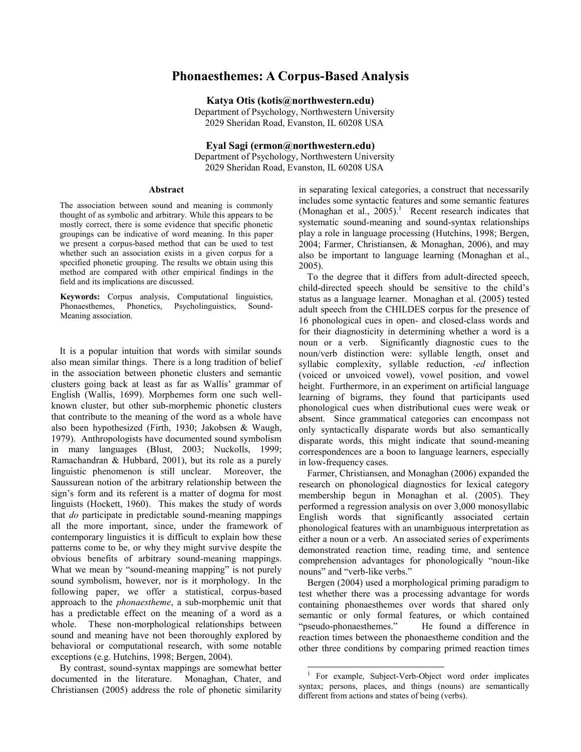# Phonaesthemes: A Corpus-Based Analysis

**Katya Otis (kotis@northwestern.edu)**
Department of Psychology, Northwestern University
2029 Sheridan Road, Evanston, IL 60208 USA

**Eyal Sagi (ermon@northwestern.edu)**
Department of Psychology, Northwestern University
2029 Sheridan Road, Evanston, IL 60208 USA

### Abstract

The association between sound and meaning is commonly thought of as symbolic and arbitrary. While this appears to be mostly correct, there is some evidence that specific phonetic groupings can be indicative of word meaning. In this paper we present a corpus-based method that can be used to test whether such an association exists in a given corpus for a specified phonetic grouping. The results we obtain using this method are compared with other empirical findings in the field and its implications are discussed.

**Keywords:** Corpus analysis, Computational linguistics, Phonaesthemes, Phonetics, Psycholinguistics, Sound-Meaning association.

It is a popular intuition that words with similar sounds also mean similar things. There is a long tradition of belief in the association between phonetic clusters and semantic clusters going back at least as far as Wallis' grammar of English (Wallis, 1699). Morphemes form one such well-known cluster, but other sub-morphemic phonetic clusters that contribute to the meaning of the word as a whole have also been hypothesized (Firth, 1930; Jakobsen & Waugh, 1979). Anthropologists have documented sound symbolism in many languages (Blust, 2003; Nuckolls, 1999; Ramachandran & Hubbard, 2001), but its role as a purely linguistic phenomenon is still unclear. Moreover, the Saussurean notion of the arbitrary relationship between the sign's form and its referent is a matter of dogma for most linguists (Hockett, 1960). This makes the study of words that *do* participate in predictable sound-meaning mappings all the more important, since, under the framework of contemporary linguistics it is difficult to explain how these patterns come to be, or why they might survive despite the obvious benefits of arbitrary sound-meaning mappings. What we mean by "sound-meaning mapping" is not purely sound symbolism, however, nor is it morphology. In the following paper, we offer a statistical, corpus-based approach to the *phonaestheme*, a sub-morphemic unit that has a predictable effect on the meaning of a word as a whole. These non-morphological relationships between sound and meaning have not been thoroughly explored by behavioral or computational research, with some notable exceptions (e.g. Hutchins, 1998; Bergen, 2004).

By contrast, sound-syntax mappings are somewhat better documented in the literature. Monaghan, Chater, and Christiansen (2005) address the role of phonetic similarity in separating lexical categories, a construct that necessarily includes some syntactic features and some semantic features (Monaghan et al., 2005).[1] Recent research indicates that systematic sound-meaning and sound-syntax relationships play a role in language processing (Hutchins, 1998; Bergen, 2004; Farmer, Christiansen, & Monaghan, 2006), and may also be important to language learning (Monaghan et al., 2005).

To the degree that it differs from adult-directed speech, child-directed speech should be sensitive to the child's status as a language learner. Monaghan et al. (2005) tested adult speech from the CHILDES corpus for the presence of 16 phonological cues in open- and closed-class words and for their diagnosticity in determining whether a word is a noun or a verb. Significantly diagnostic cues to the noun/verb distinction were: syllable length, onset and syllabic complexity, syllable reduction, *-ed* inflection (voiced or unvoiced vowel), vowel position, and vowel height. Furthermore, in an experiment on artificial language learning of bigrams, they found that participants used phonological cues when distributional cues were weak or absent. Since grammatical categories can encompass not only syntactically disparate words but also semantically disparate words, this might indicate that sound-meaning correspondences are a boon to language learners, especially in low-frequency cases.

Farmer, Christiansen, and Monaghan (2006) expanded the research on phonological diagnostics for lexical category membership begun in Monaghan et al. (2005). They performed a regression analysis on over 3,000 monosyllabic English words that significantly associated certain phonological features with an unambiguous interpretation as either a noun or a verb. An associated series of experiments demonstrated reaction time, reading time, and sentence comprehension advantages for phonologically "noun-like nouns" and "verb-like verbs."

Bergen (2004) used a morphological priming paradigm to test whether there was a processing advantage for words containing phonaesthemes over words that shared only semantic or only formal features, or which contained "pseudo-phonaesthemes." He found a difference in reaction times between the phonaestheme condition and the other three conditions by comparing primed reaction times

---

[1] For example, Subject-Verb-Object word order implicates syntax; persons, places, and things (nouns) are semantically different from actions and states of being (verbs).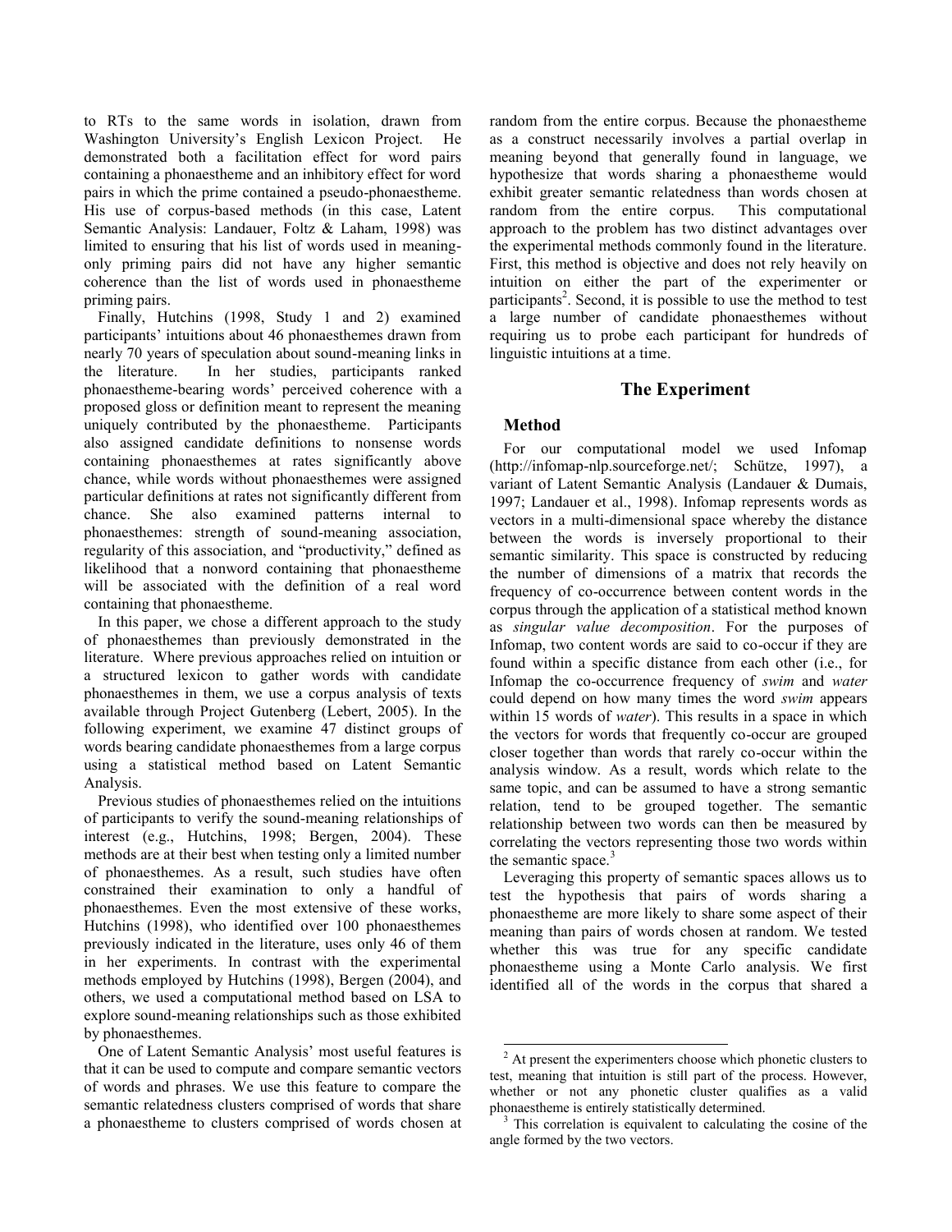to RTs to the same words in isolation, drawn from Washington University's English Lexicon Project. He demonstrated both a facilitation effect for word pairs containing a phonaestheme and an inhibitory effect for word pairs in which the prime contained a pseudo-phonaestheme. His use of corpus-based methods (in this case, Latent Semantic Analysis: Landauer, Foltz & Laham, 1998) was limited to ensuring that his list of words used in meaning-only priming pairs did not have any higher semantic coherence than the list of words used in phonaestheme priming pairs.

Finally, Hutchins (1998, Study 1 and 2) examined participants' intuitions about 46 phonaesthemes drawn from nearly 70 years of speculation about sound-meaning links in the literature. In her studies, participants ranked phonaestheme-bearing words' perceived coherence with a proposed gloss or definition meant to represent the meaning uniquely contributed by the phonaestheme. Participants also assigned candidate definitions to nonsense words containing phonaesthemes at rates significantly above chance, while words without phonaesthemes were assigned particular definitions at rates not significantly different from chance. She also examined patterns internal to phonaesthemes: strength of sound-meaning association, regularity of this association, and "productivity," defined as likelihood that a nonword containing that phonaestheme will be associated with the definition of a real word containing that phonaestheme.

In this paper, we chose a different approach to the study of phonaesthemes than previously demonstrated in the literature. Where previous approaches relied on intuition or a structured lexicon to gather words with candidate phonaesthemes in them, we use a corpus analysis of texts available through Project Gutenberg (Lebert, 2005). In the following experiment, we examine 47 distinct groups of words bearing candidate phonaesthemes from a large corpus using a statistical method based on Latent Semantic Analysis.

Previous studies of phonaesthemes relied on the intuitions of participants to verify the sound-meaning relationships of interest (e.g., Hutchins, 1998; Bergen, 2004). These methods are at their best when testing only a limited number of phonaesthemes. As a result, such studies have often constrained their examination to only a handful of phonaesthemes. Even the most extensive of these works, Hutchins (1998), who identified over 100 phonaesthemes previously indicated in the literature, uses only 46 of them in her experiments. In contrast with the experimental methods employed by Hutchins (1998), Bergen (2004), and others, we used a computational method based on LSA to explore sound-meaning relationships such as those exhibited by phonaesthemes.

One of Latent Semantic Analysis' most useful features is that it can be used to compute and compare semantic vectors of words and phrases. We use this feature to compare the semantic relatedness clusters comprised of words that share a phonaestheme to clusters comprised of words chosen at random from the entire corpus. Because the phonaestheme as a construct necessarily involves a partial overlap in meaning beyond that generally found in language, we hypothesize that words sharing a phonaestheme would exhibit greater semantic relatedness than words chosen at random from the entire corpus. This computational approach to the problem has two distinct advantages over the experimental methods commonly found in the literature. First, this method is objective and does not rely heavily on intuition on either the part of the experimenter or participants[2]. Second, it is possible to use the method to test a large number of candidate phonaesthemes without requiring us to probe each participant for hundreds of linguistic intuitions at a time.

## The Experiment

### Method

For our computational model we used Infomap (http://infomap-nlp.sourceforge.net/; Schütze, 1997), a variant of Latent Semantic Analysis (Landauer & Dumais, 1997; Landauer et al., 1998). Infomap represents words as vectors in a multi-dimensional space whereby the distance between the words is inversely proportional to their semantic similarity. This space is constructed by reducing the number of dimensions of a matrix that records the frequency of co-occurrence between content words in the corpus through the application of a statistical method known as *singular value decomposition*. For the purposes of Infomap, two content words are said to co-occur if they are found within a specific distance from each other (i.e., for Infomap the co-occurrence frequency of *swim* and *water* could depend on how many times the word *swim* appears within 15 words of *water*). This results in a space in which the vectors for words that frequently co-occur are grouped closer together than words that rarely co-occur within the analysis window. As a result, words which relate to the same topic, and can be assumed to have a strong semantic relation, tend to be grouped together. The semantic relationship between two words can then be measured by correlating the vectors representing those two words within the semantic space.[3]

Leveraging this property of semantic spaces allows us to test the hypothesis that pairs of words sharing a phonaestheme are more likely to share some aspect of their meaning than pairs of words chosen at random. We tested whether this was true for any specific candidate phonaestheme using a Monte Carlo analysis. We first identified all of the words in the corpus that shared a

---

[2] At present the experimenters choose which phonetic clusters to test, meaning that intuition is still part of the process. However, whether or not any phonetic cluster qualifies as a valid phonaestheme is entirely statistically determined.

[3] This correlation is equivalent to calculating the cosine of the angle formed by the two vectors.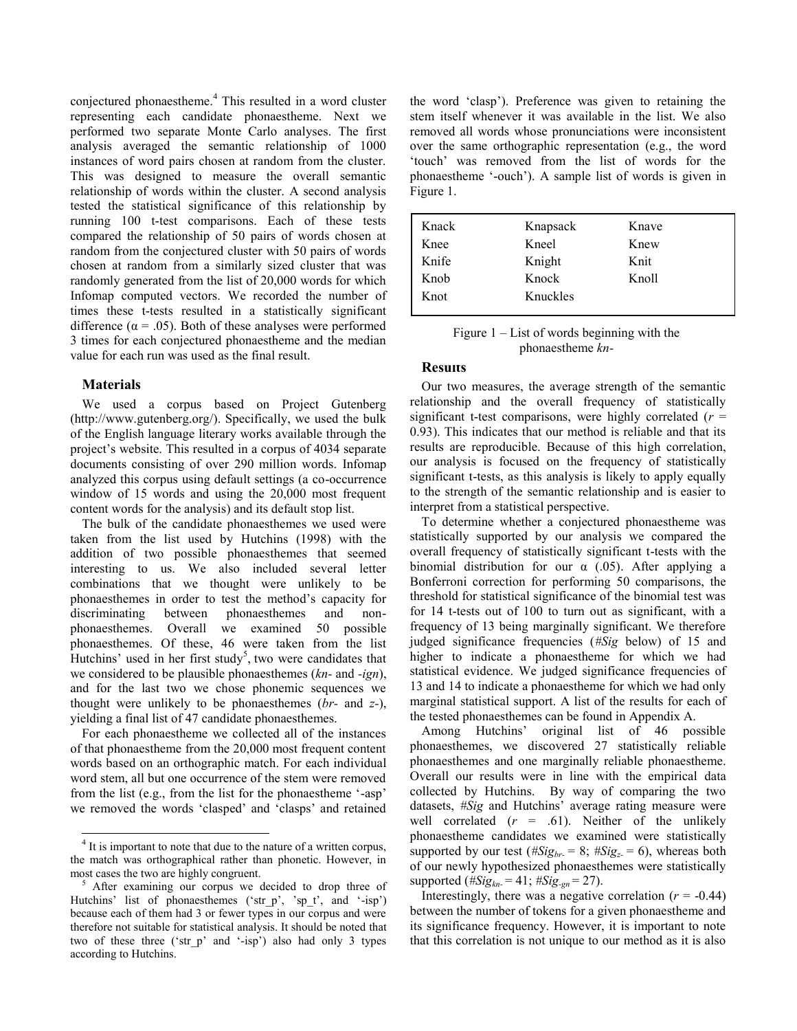conjectured phonaestheme.[4] This resulted in a word cluster representing each candidate phonaestheme. Next we performed two separate Monte Carlo analyses. The first analysis averaged the semantic relationship of 1000 instances of word pairs chosen at random from the cluster. This was designed to measure the overall semantic relationship of words within the cluster. A second analysis tested the statistical significance of this relationship by running 100 t-test comparisons. Each of these tests compared the relationship of 50 pairs of words chosen at random from the conjectured cluster with 50 pairs of words chosen at random from a similarly sized cluster that was randomly generated from the list of 20,000 words for which Infomap computed vectors. We recorded the number of times these t-tests resulted in a statistically significant difference ($\alpha = .05$). Both of these analyses were performed 3 times for each conjectured phonaestheme and the median value for each run was used as the final result.

### Materials

We used a corpus based on Project Gutenberg (http://www.gutenberg.org/). Specifically, we used the bulk of the English language literary works available through the project's website. This resulted in a corpus of 4034 separate documents consisting of over 290 million words. Infomap analyzed this corpus using default settings (a co-occurrence window of 15 words and using the 20,000 most frequent content words for the analysis) and its default stop list.

The bulk of the candidate phonaesthemes we used were taken from the list used by Hutchins (1998) with the addition of two possible phonaesthemes that seemed interesting to us. We also included several letter combinations that we thought were unlikely to be phonaesthemes in order to test the method's capacity for discriminating between phonaesthemes and non-phonaesthemes. Overall we examined 50 possible phonaesthemes. Of these, 46 were taken from the list Hutchins' used in her first study[5], two were candidates that we considered to be plausible phonaesthemes (*kn-* and *-ign*), and for the last two we chose phonemic sequences we thought were unlikely to be phonaesthemes (*br-* and *z-*), yielding a final list of 47 candidate phonaesthemes.

For each phonaestheme we collected all of the instances of that phonaestheme from the 20,000 most frequent content words based on an orthographic match. For each individual word stem, all but one occurrence of the stem were removed from the list (e.g., from the list for the phonaestheme '-asp' we removed the words 'clasped' and 'clasps' and retained the word 'clasp'). Preference was given to retaining the stem itself whenever it was available in the list. We also removed all words whose pronunciations were inconsistent over the same orthographic representation (e.g., the word 'touch' was removed from the list of words for the phonaestheme '-ouch'). A sample list of words is given in Figure 1.

| | | |
|---|---|---|
| Knack | Knapsack | Knave |
| Knee | Kneel | Knew |
| Knife | Knight | Knit |
| Knob | Knock | Knoll |
| Knot | Knuckles | |

Figure 1 – List of words beginning with the phonaestheme *kn-*

### Results

Our two measures, the average strength of the semantic relationship and the overall frequency of statistically significant t-test comparisons, were highly correlated ($r$ = 0.93). This indicates that our method is reliable and that its results are reproducible. Because of this high correlation, our analysis is focused on the frequency of statistically significant t-tests, as this analysis is likely to apply equally to the strength of the semantic relationship and is easier to interpret from a statistical perspective.

To determine whether a conjectured phonaestheme was statistically supported by our analysis we compared the overall frequency of statistically significant t-tests with the binomial distribution for our $\alpha$ (.05). After applying a Bonferroni correction for performing 50 comparisons, the threshold for statistical significance of the binomial test was for 14 t-tests out of 100 to turn out as significant, with a frequency of 13 being marginally significant. We therefore judged significance frequencies (*#Sig* below) of 15 and higher to indicate a phonaestheme for which we had statistical evidence. We judged significance frequencies of 13 and 14 to indicate a phonaestheme for which we had only marginal statistical support. A list of the results for each of the tested phonaesthemes can be found in Appendix A.

Among Hutchins' original list of 46 possible phonaesthemes, we discovered 27 statistically reliable phonaesthemes and one marginally reliable phonaestheme. Overall our results were in line with the empirical data collected by Hutchins. By way of comparing the two datasets, *#Sig* and Hutchins' average rating measure were well correlated ($r$ = .61). Neither of the unlikely phonaestheme candidates we examined were statistically supported by our test ($\#Sig_{br-} = 8$; $\#Sig_{z-} = 6$), whereas both of our newly hypothesized phonaesthemes were statistically supported ($\#Sig_{kn-} = 41$; $\#Sig_{-gn} = 27$).

Interestingly, there was a negative correlation ($r$ = -0.44) between the number of tokens for a given phonaestheme and its significance frequency. However, it is important to note that this correlation is not unique to our method as it is also

[4] It is important to note that due to the nature of a written corpus, the match was orthographical rather than phonetic. However, in most cases the two are highly congruent.

[5] After examining our corpus we decided to drop three of Hutchins' list of phonaesthemes ('str_p', 'sp_t', and '-isp') because each of them had 3 or fewer types in our corpus and were therefore not suitable for statistical analysis. It should be noted that two of these three ('str_p' and '-isp') also had only 3 types according to Hutchins.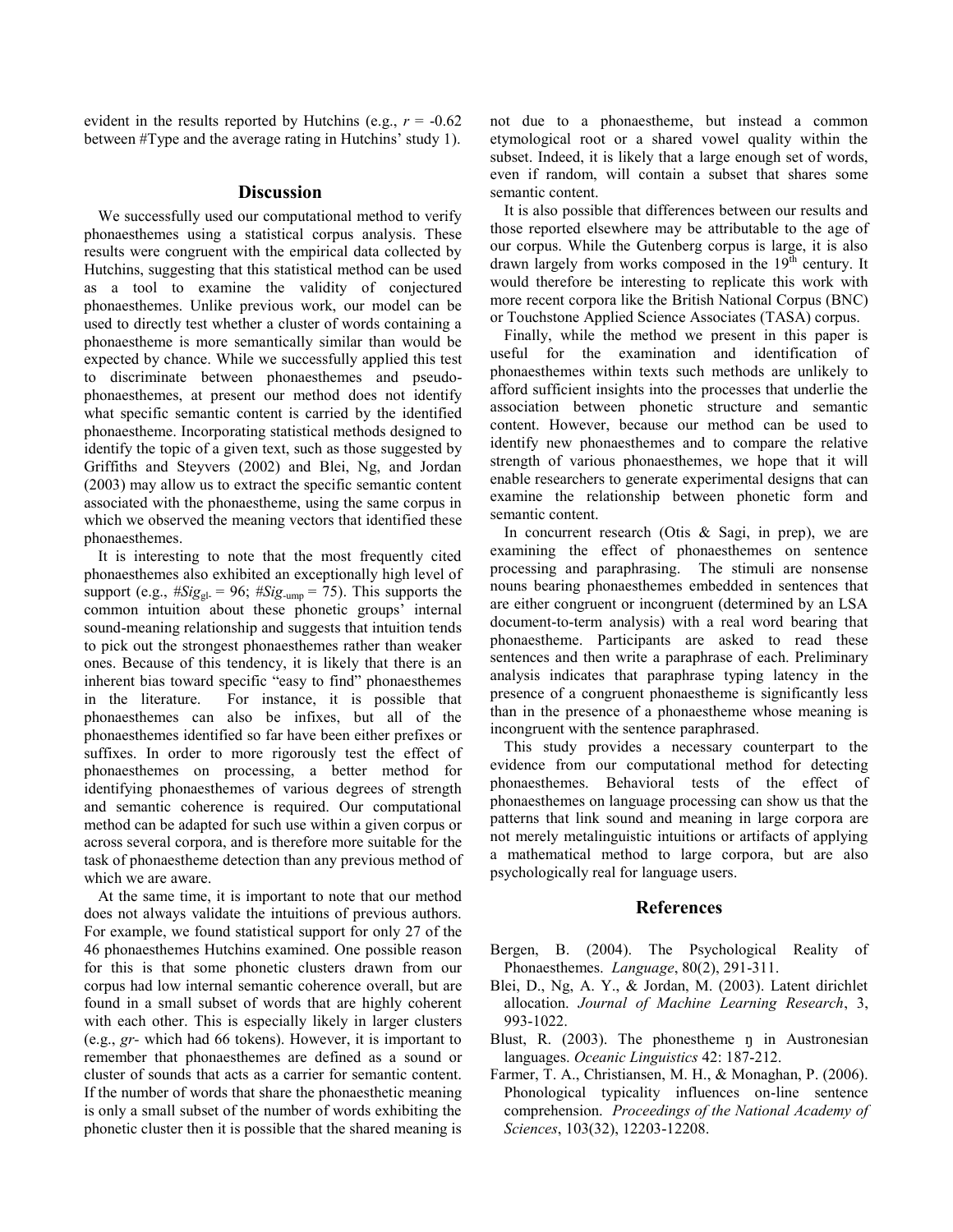evident in the results reported by Hutchins (e.g., $r$ = -0.62 between #Type and the average rating in Hutchins' study 1).

## Discussion

We successfully used our computational method to verify phonaesthemes using a statistical corpus analysis. These results were congruent with the empirical data collected by Hutchins, suggesting that this statistical method can be used as a tool to examine the validity of conjectured phonaesthemes. Unlike previous work, our model can be used to directly test whether a cluster of words containing a phonaestheme is more semantically similar than would be expected by chance. While we successfully applied this test to discriminate between phonaesthemes and pseudo-phonaesthemes, at present our method does not identify what specific semantic content is carried by the identified phonaestheme. Incorporating statistical methods designed to identify the topic of a given text, such as those suggested by Griffiths and Steyvers (2002) and Blei, Ng, and Jordan (2003) may allow us to extract the specific semantic content associated with the phonaestheme, using the same corpus in which we observed the meaning vectors that identified these phonaesthemes.

It is interesting to note that the most frequently cited phonaesthemes also exhibited an exceptionally high level of support (e.g., $\#Sig_{\text{gl-}}$ = 96; $\#Sig_{\text{-ump}}$ = 75). This supports the common intuition about these phonetic groups' internal sound-meaning relationship and suggests that intuition tends to pick out the strongest phonaesthemes rather than weaker ones. Because of this tendency, it is likely that there is an inherent bias toward specific "easy to find" phonaesthemes in the literature. For instance, it is possible that phonaesthemes can also be infixes, but all of the phonaesthemes identified so far have been either prefixes or suffixes. In order to more rigorously test the effect of phonaesthemes on processing, a better method for identifying phonaesthemes of various degrees of strength and semantic coherence is required. Our computational method can be adapted for such use within a given corpus or across several corpora, and is therefore more suitable for the task of phonaestheme detection than any previous method of which we are aware.

At the same time, it is important to note that our method does not always validate the intuitions of previous authors. For example, we found statistical support for only 27 of the 46 phonaesthemes Hutchins examined. One possible reason for this is that some phonetic clusters drawn from our corpus had low internal semantic coherence overall, but are found in a small subset of words that are highly coherent with each other. This is especially likely in larger clusters (e.g., *gr-* which had 66 tokens). However, it is important to remember that phonaesthemes are defined as a sound or cluster of sounds that acts as a carrier for semantic content. If the number of words that share the phonaesthetic meaning is only a small subset of the number of words exhibiting the phonetic cluster then it is possible that the shared meaning is not due to a phonaestheme, but instead a common etymological root or a shared vowel quality within the subset. Indeed, it is likely that a large enough set of words, even if random, will contain a subset that shares some semantic content.

It is also possible that differences between our results and those reported elsewhere may be attributable to the age of our corpus. While the Gutenberg corpus is large, it is also drawn largely from works composed in the 19th century. It would therefore be interesting to replicate this work with more recent corpora like the British National Corpus (BNC) or Touchstone Applied Science Associates (TASA) corpus.

Finally, while the method we present in this paper is useful for the examination and identification of phonaesthemes within texts such methods are unlikely to afford sufficient insights into the processes that underlie the association between phonetic structure and semantic content. However, because our method can be used to identify new phonaesthemes and to compare the relative strength of various phonaesthemes, we hope that it will enable researchers to generate experimental designs that can examine the relationship between phonetic form and semantic content.

In concurrent research (Otis & Sagi, in prep), we are examining the effect of phonaesthemes on sentence processing and paraphrasing. The stimuli are nonsense nouns bearing phonaesthemes embedded in sentences that are either congruent or incongruent (determined by an LSA document-to-term analysis) with a real word bearing that phonaestheme. Participants are asked to read these sentences and then write a paraphrase of each. Preliminary analysis indicates that paraphrase typing latency in the presence of a congruent phonaestheme is significantly less than in the presence of a phonaestheme whose meaning is incongruent with the sentence paraphrased.

This study provides a necessary counterpart to the evidence from our computational method for detecting phonaesthemes. Behavioral tests of the effect of phonaesthemes on language processing can show us that the patterns that link sound and meaning in large corpora are not merely metalinguistic intuitions or artifacts of applying a mathematical method to large corpora, but are also psychologically real for language users.

## References

Bergen, B. (2004). The Psychological Reality of Phonaesthemes. *Language*, 80(2), 291-311.

Blei, D., Ng, A. Y., & Jordan, M. (2003). Latent dirichlet allocation. *Journal of Machine Learning Research*, 3, 993-1022.

Blust, R. (2003). The phonestheme ŋ in Austronesian languages. *Oceanic Linguistics* 42: 187-212.

Farmer, T. A., Christiansen, M. H., & Monaghan, P. (2006). Phonological typicality influences on-line sentence comprehension. *Proceedings of the National Academy of Sciences*, 103(32), 12203-12208.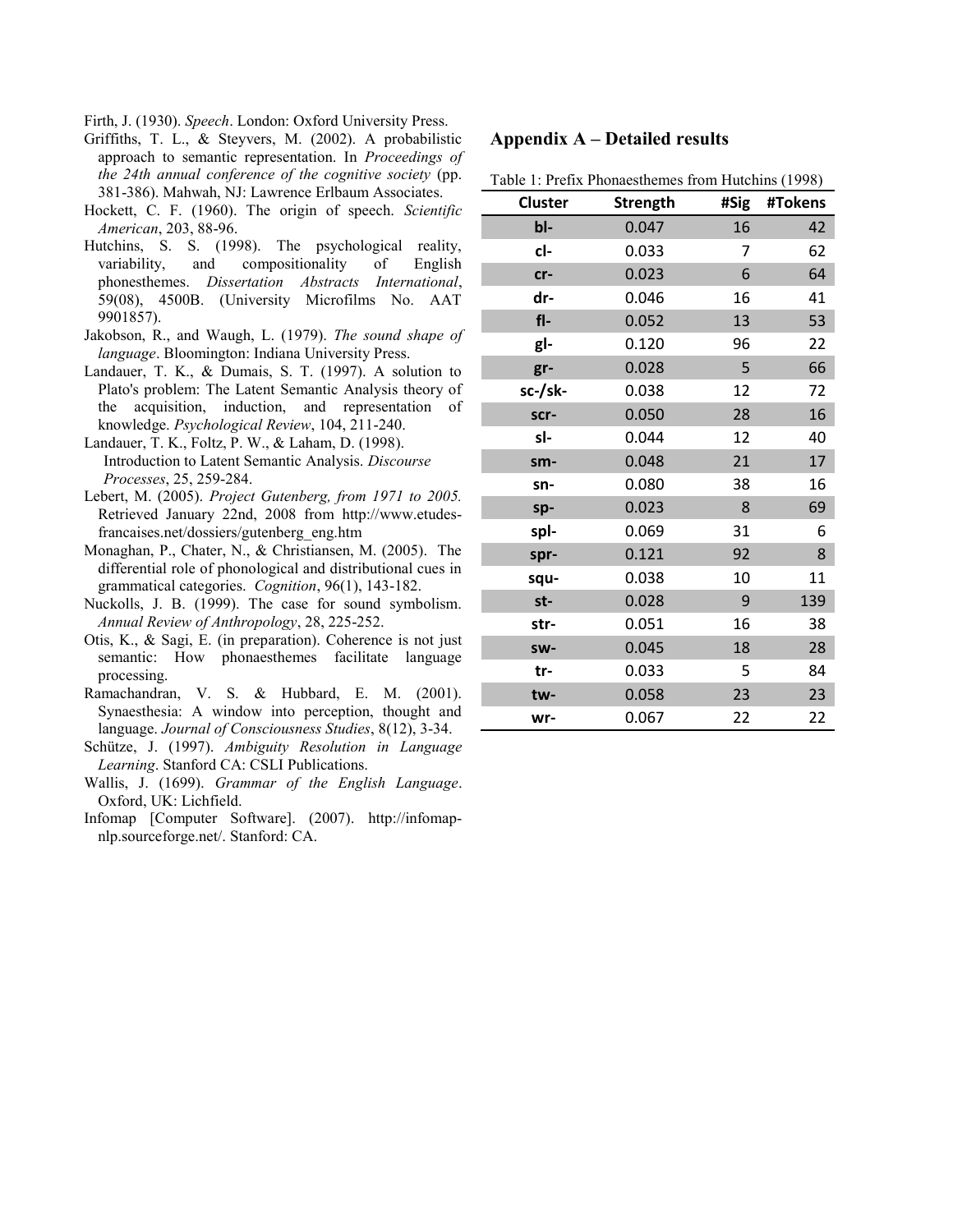Firth, J. (1930). *Speech*. London: Oxford University Press.

Griffiths, T. L., & Steyvers, M. (2002). A probabilistic approach to semantic representation. In *Proceedings of the 24th annual conference of the cognitive society* (pp. 381-386). Mahwah, NJ: Lawrence Erlbaum Associates.

Hockett, C. F. (1960). The origin of speech. *Scientific American*, 203, 88-96.

Hutchins, S. S. (1998). The psychological reality, variability, and compositionality of English phonesthemes. *Dissertation Abstracts International*, 59(08), 4500B. (University Microfilms No. AAT 9901857).

Jakobson, R., and Waugh, L. (1979). *The sound shape of language*. Bloomington: Indiana University Press.

Landauer, T. K., & Dumais, S. T. (1997). A solution to Plato's problem: The Latent Semantic Analysis theory of the acquisition, induction, and representation of knowledge. *Psychological Review*, 104, 211-240.

Landauer, T. K., Foltz, P. W., & Laham, D. (1998). Introduction to Latent Semantic Analysis. *Discourse Processes*, 25, 259-284.

Lebert, M. (2005). *Project Gutenberg, from 1971 to 2005.* Retrieved January 22nd, 2008 from http://www.etudes-francaises.net/dossiers/gutenberg_eng.htm

Monaghan, P., Chater, N., & Christiansen, M. (2005). The differential role of phonological and distributional cues in grammatical categories. *Cognition*, 96(1), 143-182.

Nuckolls, J. B. (1999). The case for sound symbolism. *Annual Review of Anthropology*, 28, 225-252.

Otis, K., & Sagi, E. (in preparation). Coherence is not just semantic: How phonaesthemes facilitate language processing.

Ramachandran, V. S. & Hubbard, E. M. (2001). Synaesthesia: A window into perception, thought and language. *Journal of Consciousness Studies*, 8(12), 3-34.

Schütze, J. (1997). *Ambiguity Resolution in Language Learning*. Stanford CA: CSLI Publications.

Wallis, J. (1699). *Grammar of the English Language*. Oxford, UK: Lichfield.

Infomap [Computer Software]. (2007). http://infomap-nlp.sourceforge.net/. Stanford: CA.

## Appendix A – Detailed results

Table 1: Prefix Phonaesthemes from Hutchins (1998)

| Cluster | Strength | #Sig | #Tokens |
|---|---|---|---|
| bl- | 0.047 | 16 | 42 |
| cl- | 0.033 | 7 | 62 |
| cr- | 0.023 | 6 | 64 |
| dr- | 0.046 | 16 | 41 |
| fl- | 0.052 | 13 | 53 |
| gl- | 0.120 | 96 | 22 |
| gr- | 0.028 | 5 | 66 |
| sc-/sk- | 0.038 | 12 | 72 |
| scr- | 0.050 | 28 | 16 |
| sl- | 0.044 | 12 | 40 |
| sm- | 0.048 | 21 | 17 |
| sn- | 0.080 | 38 | 16 |
| sp- | 0.023 | 8 | 69 |
| spl- | 0.069 | 31 | 6 |
| spr- | 0.121 | 92 | 8 |
| squ- | 0.038 | 10 | 11 |
| st- | 0.028 | 9 | 139 |
| str- | 0.051 | 16 | 38 |
| sw- | 0.045 | 18 | 28 |
| tr- | 0.033 | 5 | 84 |
| tw- | 0.058 | 23 | 23 |
| wr- | 0.067 | 22 | 22 |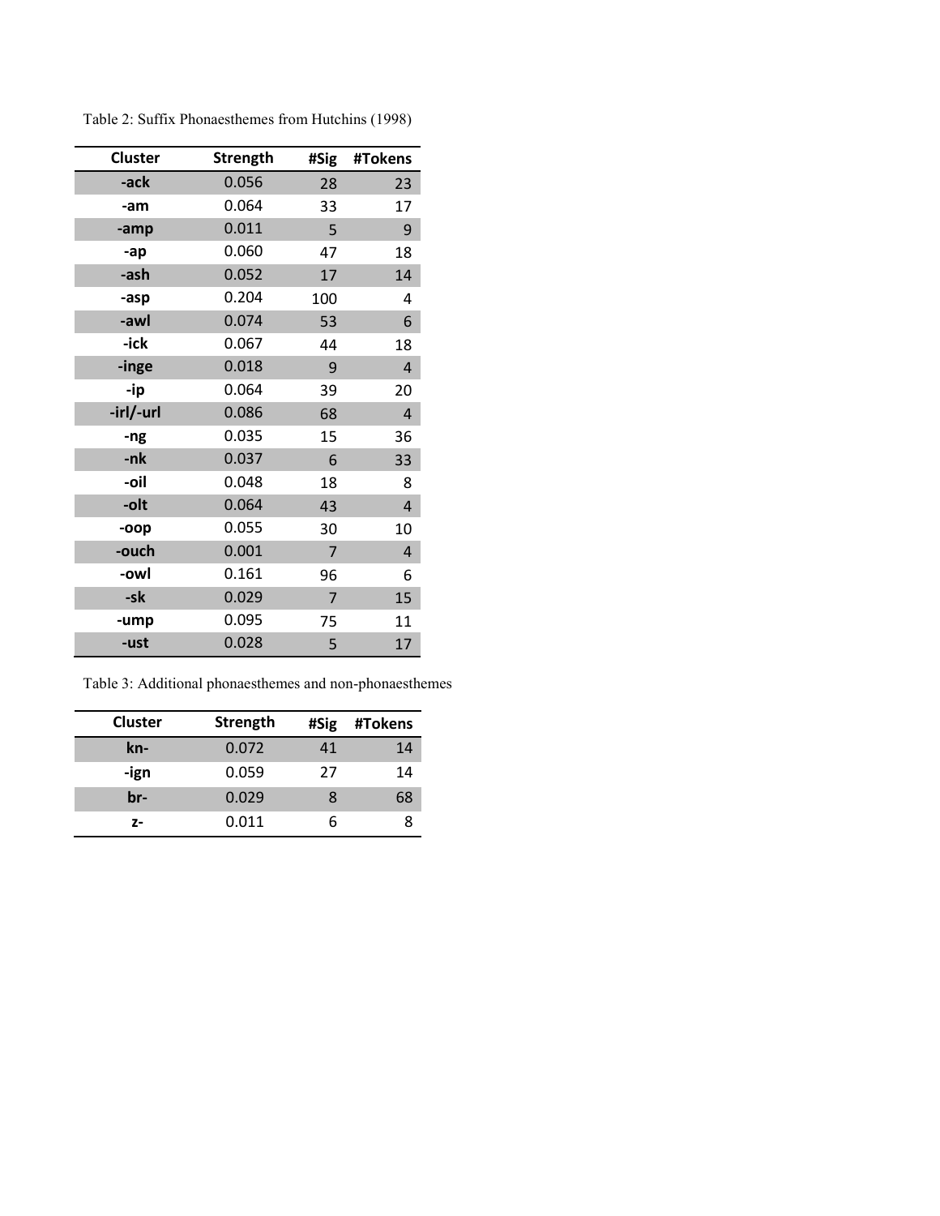Table 2: Suffix Phonaesthemes from Hutchins (1998)

| Cluster | Strength | #Sig | #Tokens |
| --- | --- | --- | --- |
| **-ack** | 0.056 | 28 | 23 |
| **-am** | 0.064 | 33 | 17 |
| **-amp** | 0.011 | 5 | 9 |
| **-ap** | 0.060 | 47 | 18 |
| **-ash** | 0.052 | 17 | 14 |
| **-asp** | 0.204 | 100 | 4 |
| **-awl** | 0.074 | 53 | 6 |
| **-ick** | 0.067 | 44 | 18 |
| **-inge** | 0.018 | 9 | 4 |
| **-ip** | 0.064 | 39 | 20 |
| **-irl/-url** | 0.086 | 68 | 4 |
| **-ng** | 0.035 | 15 | 36 |
| **-nk** | 0.037 | 6 | 33 |
| **-oil** | 0.048 | 18 | 8 |
| **-olt** | 0.064 | 43 | 4 |
| **-oop** | 0.055 | 30 | 10 |
| **-ouch** | 0.001 | 7 | 4 |
| **-owl** | 0.161 | 96 | 6 |
| **-sk** | 0.029 | 7 | 15 |
| **-ump** | 0.095 | 75 | 11 |
| **-ust** | 0.028 | 5 | 17 |

Table 3: Additional phonaesthemes and non-phonaesthemes

| Cluster | Strength | #Sig | #Tokens |
| --- | --- | --- | --- |
| **kn-** | 0.072 | 41 | 14 |
| **-ign** | 0.059 | 27 | 14 |
| **br-** | 0.029 | 8 | 68 |
| **z-** | 0.011 | 6 | 8 |